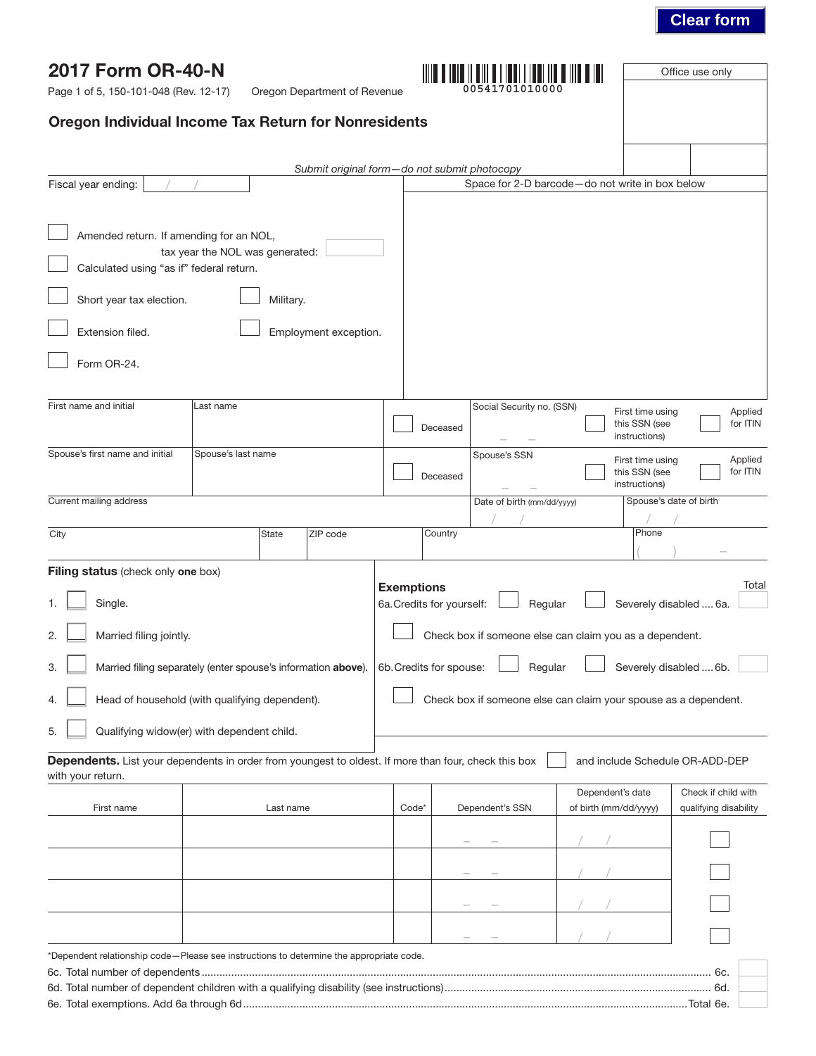Clear form

# 2017 Form OR-40-N

Page 1 of 5, 150-101-048 (Rev. 12-17) Oregon Department of Revenue

00541701010000

Office use only

## Oregon Individual Income Tax Return for Nonresidents

*Submit original form—do not submit photocopy*

Fiscal year ending: / /

Space for 2-D barcode—do not write in box below

- ☐ Amended return. If amending for an NOL, tax year the NOL was generated:
- ☐ Calculated using "as if" federal return.
- ☐ Short year tax election.
- ☐ Military.
- ☐ Extension filed.
- ☐ Employment exception.
- ☐ Form OR-24.

| First name and initial | Last name | ☐ Deceased | Social Security no. (SSN) | ☐ First time using this SSN (see instructions) | ☐ Applied for ITIN |
|---|---|---|---|---|---|
| Spouse's first name and initial | Spouse's last name | ☐ Deceased | Spouse's SSN | ☐ First time using this SSN (see instructions) | ☐ Applied for ITIN |

| Current mailing address | | | Date of birth (mm/dd/yyyy) | Spouse's date of birth |
|---|---|---|---|---|
| City | State | ZIP code | Country | Phone ( ) – |

**Filing status** (check only **one** box)

1. ☐ Single.
2. ☐ Married filing jointly.
3. ☐ Married filing separately (enter spouse's information **above**).
4. ☐ Head of household (with qualifying dependent).
5. ☐ Qualifying widow(er) with dependent child.

**Exemptions** — Total

6a. Credits for yourself: ☐ Regular ☐ Severely disabled .... 6a.

☐ Check box if someone else can claim you as a dependent.

6b. Credits for spouse: ☐ Regular ☐ Severely disabled .... 6b.

☐ Check box if someone else can claim your spouse as a dependent.

**Dependents.** List your dependents in order from youngest to oldest. If more than four, check this box ☐ and include Schedule OR-ADD-DEP with your return.

| First name | Last name | Code* | Dependent's SSN | Dependent's date of birth (mm/dd/yyyy) | Check if child with qualifying disability |
|---|---|---|---|---|---|
| | | | – – | / / | ☐ |
| | | | – – | / / | ☐ |
| | | | – – | / / | ☐ |
| | | | – – | / / | ☐ |

*Dependent relationship code—Please see instructions to determine the appropriate code.

6c. Total number of dependents ........................................ 6c.

6d. Total number of dependent children with a qualifying disability (see instructions) ........................................ 6d.

6e. Total exemptions. Add 6a through 6d ........................................ Total 6e.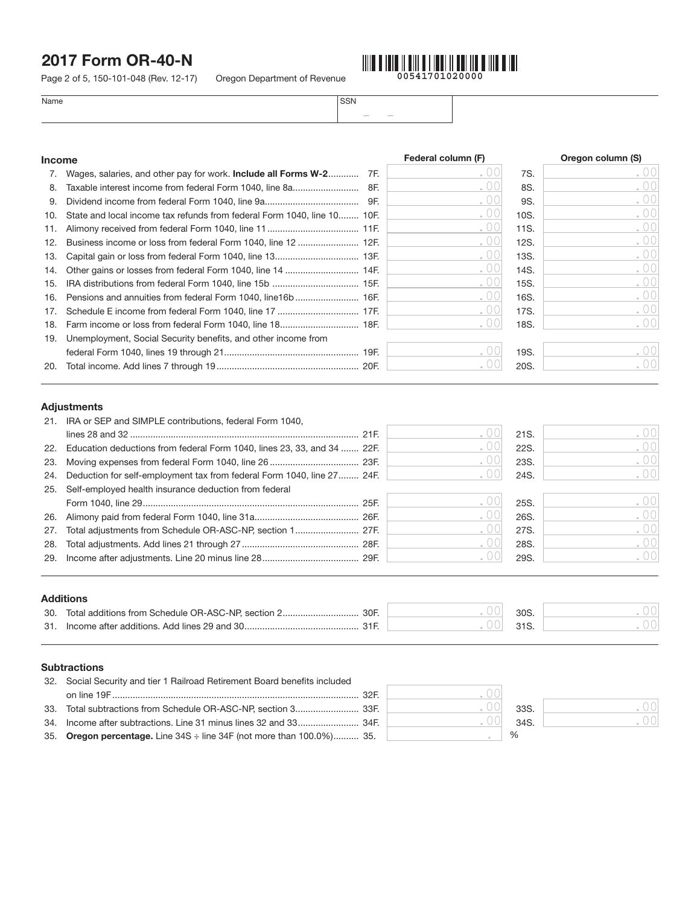# 2017 Form OR-40-N

Page 2 of 5, 150-101-048 (Rev. 12-17) Oregon Department of Revenue

00541701020000

| Name | SSN |
|---|---|
| | – – |

## Income

| | | | Federal column (F) | | Oregon column (S) |
|---|---|---|---|---|---|
| 7. | Wages, salaries, and other pay for work. **Include all Forms W-2** | 7F. | .00 | 7S. | .00 |
| 8. | Taxable interest income from federal Form 1040, line 8a | 8F. | .00 | 8S. | .00 |
| 9. | Dividend income from federal Form 1040, line 9a | 9F. | .00 | 9S. | .00 |
| 10. | State and local income tax refunds from federal Form 1040, line 10 | 10F. | .00 | 10S. | .00 |
| 11. | Alimony received from federal Form 1040, line 11 | 11F. | .00 | 11S. | .00 |
| 12. | Business income or loss from federal Form 1040, line 12 | 12F. | .00 | 12S. | .00 |
| 13. | Capital gain or loss from federal Form 1040, line 13 | 13F. | .00 | 13S. | .00 |
| 14. | Other gains or losses from federal Form 1040, line 14 | 14F. | .00 | 14S. | .00 |
| 15. | IRA distributions from federal Form 1040, line 15b | 15F. | .00 | 15S. | .00 |
| 16. | Pensions and annuities from federal Form 1040, line16b | 16F. | .00 | 16S. | .00 |
| 17. | Schedule E income from federal Form 1040, line 17 | 17F. | .00 | 17S. | .00 |
| 18. | Farm income or loss from federal Form 1040, line 18 | 18F. | .00 | 18S. | .00 |
| 19. | Unemployment, Social Security benefits, and other income from federal Form 1040, lines 19 through 21 | 19F. | .00 | 19S. | .00 |
| 20. | Total income. Add lines 7 through 19 | 20F. | .00 | 20S. | .00 |

## Adjustments

| | | | Federal column (F) | | Oregon column (S) |
|---|---|---|---|---|---|
| 21. | IRA or SEP and SIMPLE contributions, federal Form 1040, lines 28 and 32 | 21F. | .00 | 21S. | .00 |
| 22. | Education deductions from federal Form 1040, lines 23, 33, and 34 | 22F. | .00 | 22S. | .00 |
| 23. | Moving expenses from federal Form 1040, line 26 | 23F. | .00 | 23S. | .00 |
| 24. | Deduction for self-employment tax from federal Form 1040, line 27 | 24F. | .00 | 24S. | .00 |
| 25. | Self-employed health insurance deduction from federal Form 1040, line 29 | 25F. | .00 | 25S. | .00 |
| 26. | Alimony paid from federal Form 1040, line 31a | 26F. | .00 | 26S. | .00 |
| 27. | Total adjustments from Schedule OR-ASC-NP, section 1 | 27F. | .00 | 27S. | .00 |
| 28. | Total adjustments. Add lines 21 through 27 | 28F. | .00 | 28S. | .00 |
| 29. | Income after adjustments. Line 20 minus line 28 | 29F. | .00 | 29S. | .00 |

## Additions

| | | | Federal column (F) | | Oregon column (S) |
|---|---|---|---|---|---|
| 30. | Total additions from Schedule OR-ASC-NP, section 2 | 30F. | .00 | 30S. | .00 |
| 31. | Income after additions. Add lines 29 and 30 | 31F. | .00 | 31S. | .00 |

## Subtractions

| | | | Federal column (F) | | Oregon column (S) |
|---|---|---|---|---|---|
| 32. | Social Security and tier 1 Railroad Retirement Board benefits included on line 19F | 32F. | .00 | | |
| 33. | Total subtractions from Schedule OR-ASC-NP, section 3 | 33F. | .00 | 33S. | .00 |
| 34. | Income after subtractions. Line 31 minus lines 32 and 33 | 34F. | .00 | 34S. | .00 |
| 35. | **Oregon percentage.** Line 34S ÷ line 34F (not more than 100.0%) | 35. | . % | | |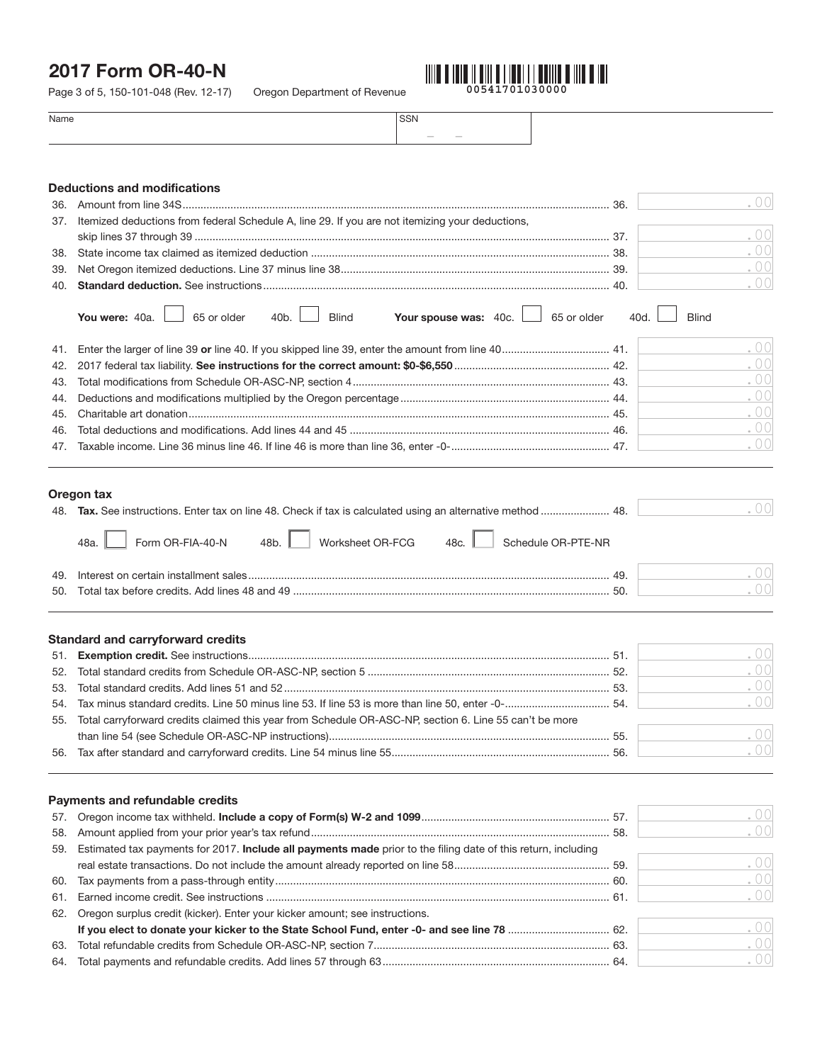# 2017 Form OR-40-N

Page 3 of 5, 150-101-048 (Rev. 12-17) Oregon Department of Revenue

00541701030000

Name | SSN

### Deductions and modifications

36. Amount from line 34S .......... 36. .00
37. Itemized deductions from federal Schedule A, line 29. If you are not itemizing your deductions, skip lines 37 through 39 .......... 37. .00
38. State income tax claimed as itemized deduction .......... 38. .00
39. Net Oregon itemized deductions. Line 37 minus line 38 .......... 39. .00
40. **Standard deduction.** See instructions .......... 40. .00

**You were:** 40a. ☐ 65 or older 40b. ☐ Blind **Your spouse was:** 40c. ☐ 65 or older 40d. ☐ Blind

41. Enter the larger of line 39 **or** line 40. If you skipped line 39, enter the amount from line 40 .......... 41. .00
42. 2017 federal tax liability. **See instructions for the correct amount: $0-$6,550** .......... 42. .00
43. Total modifications from Schedule OR-ASC-NP, section 4 .......... 43. .00
44. Deductions and modifications multiplied by the Oregon percentage .......... 44. .00
45. Charitable art donation .......... 45. .00
46. Total deductions and modifications. Add lines 44 and 45 .......... 46. .00
47. Taxable income. Line 36 minus line 46. If line 46 is more than line 36, enter -0- .......... 47. .00

### Oregon tax

48. **Tax.** See instructions. Enter tax on line 48. Check if tax is calculated using an alternative method .......... 48. .00

48a. ☐ Form OR-FIA-40-N 48b. ☐ Worksheet OR-FCG 48c. ☐ Schedule OR-PTE-NR

49. Interest on certain installment sales .......... 49. .00
50. Total tax before credits. Add lines 48 and 49 .......... 50. .00

### Standard and carryforward credits

51. **Exemption credit.** See instructions .......... 51. .00
52. Total standard credits from Schedule OR-ASC-NP, section 5 .......... 52. .00
53. Total standard credits. Add lines 51 and 52 .......... 53. .00
54. Tax minus standard credits. Line 50 minus line 53. If line 53 is more than line 50, enter -0- .......... 54. .00
55. Total carryforward credits claimed this year from Schedule OR-ASC-NP, section 6. Line 55 can't be more than line 54 (see Schedule OR-ASC-NP instructions) .......... 55. .00
56. Tax after standard and carryforward credits. Line 54 minus line 55 .......... 56. .00

### Payments and refundable credits

57. Oregon income tax withheld. **Include a copy of Form(s) W-2 and 1099** .......... 57. .00
58. Amount applied from your prior year's tax refund .......... 58. .00
59. Estimated tax payments for 2017. **Include all payments made** prior to the filing date of this return, including real estate transactions. Do not include the amount already reported on line 58 .......... 59. .00
60. Tax payments from a pass-through entity .......... 60. .00
61. Earned income credit. See instructions .......... 61. .00
62. Oregon surplus credit (kicker). Enter your kicker amount; see instructions. **If you elect to donate your kicker to the State School Fund, enter -0- and see line 78** .......... 62. .00
63. Total refundable credits from Schedule OR-ASC-NP, section 7 .......... 63. .00
64. Total payments and refundable credits. Add lines 57 through 63 .......... 64. .00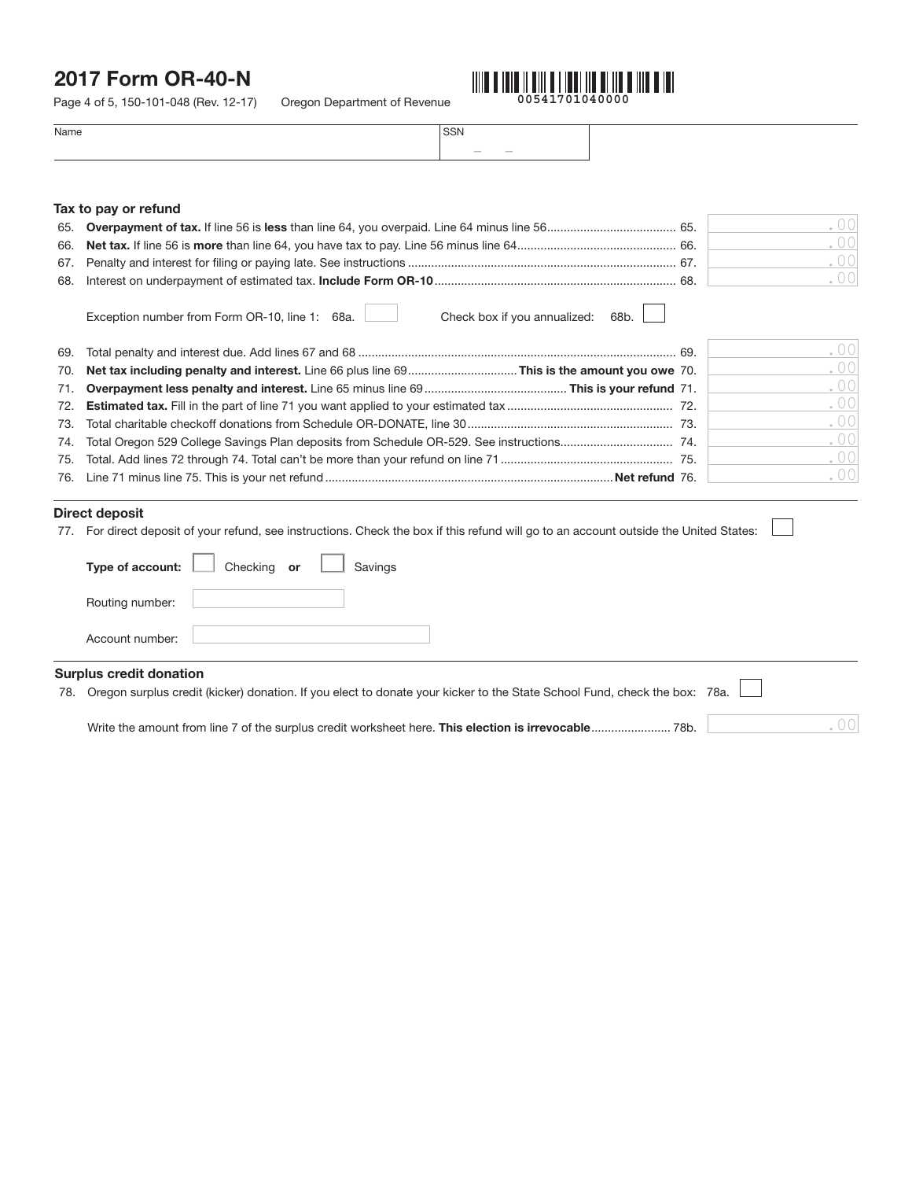# 2017 Form OR-40-N

Page 4 of 5, 150-101-048 (Rev. 12-17) Oregon Department of Revenue

00541701040000

| Name | SSN |
|---|---|
| | – – |

## Tax to pay or refund

65. **Overpayment of tax.** If line 56 is **less** than line 64, you overpaid. Line 64 minus line 56 .................................... 65. .00
66. **Net tax.** If line 56 is **more** than line 64, you have tax to pay. Line 56 minus line 64 .................................... 66. .00
67. Penalty and interest for filing or paying late. See instructions .................................... 67. .00
68. Interest on underpayment of estimated tax. **Include Form OR-10** .................................... 68. .00

    Exception number from Form OR-10, line 1: 68a. ☐ Check box if you annualized: 68b. ☐

69. Total penalty and interest due. Add lines 67 and 68 .................................... 69. .00
70. **Net tax including penalty and interest.** Line 66 plus line 69 .................... **This is the amount you owe** 70. .00
71. **Overpayment less penalty and interest.** Line 65 minus line 69 .................... **This is your refund** 71. .00
72. **Estimated tax.** Fill in the part of line 71 you want applied to your estimated tax .................................... 72. .00
73. Total charitable checkoff donations from Schedule OR-DONATE, line 30 .................................... 73. .00
74. Total Oregon 529 College Savings Plan deposits from Schedule OR-529. See instructions .................................... 74. .00
75. Total. Add lines 72 through 74. Total can't be more than your refund on line 71 .................................... 75. .00
76. Line 71 minus line 75. This is your net refund .................................... **Net refund** 76. .00

## Direct deposit

77. For direct deposit of your refund, see instructions. Check the box if this refund will go to an account outside the United States: ☐

    **Type of account:** ☐ Checking **or** ☐ Savings

    Routing number:

    Account number:

## Surplus credit donation

78. Oregon surplus credit (kicker) donation. If you elect to donate your kicker to the State School Fund, check the box: 78a. ☐

    Write the amount from line 7 of the surplus credit worksheet here. **This election is irrevocable** .................... 78b. .00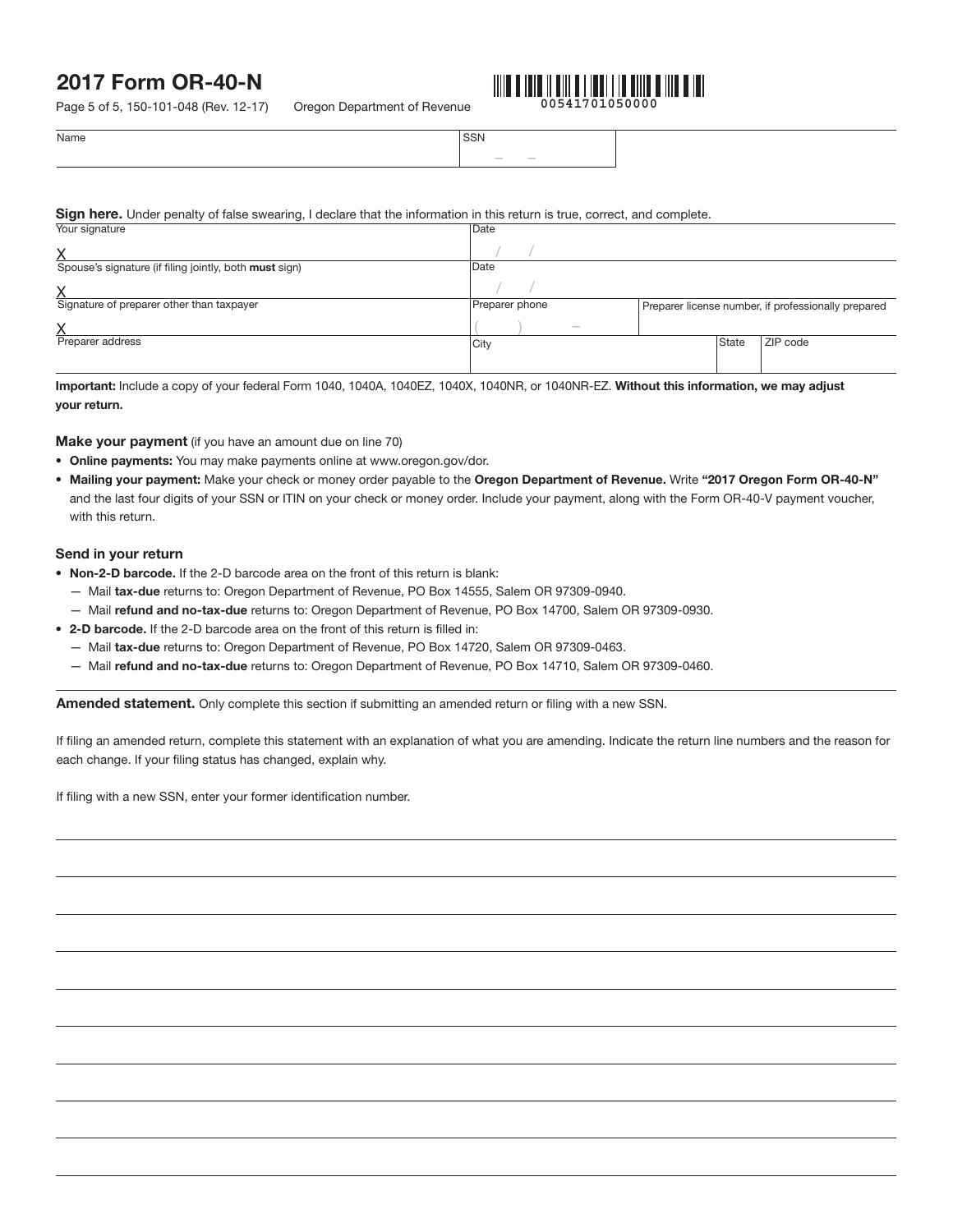# 2017 Form OR-40-N

Page 5 of 5, 150-101-048 (Rev. 12-17) Oregon Department of Revenue

00541701050000

| Name | SSN |
|---|---|
| | – – |

**Sign here.** Under penalty of false swearing, I declare that the information in this return is true, correct, and complete.

| | | | |
|---|---|---|---|
| Your signature<br>X | Date<br>/ / | | |
| Spouse's signature (if filing jointly, both **must** sign)<br>X | Date<br>/ / | | |
| Signature of preparer other than taxpayer<br>X | Preparer phone<br>( ) – | Preparer license number, if professionally prepared | |
| Preparer address | City | State | ZIP code |

**Important:** Include a copy of your federal Form 1040, 1040A, 1040EZ, 1040X, 1040NR, or 1040NR-EZ. **Without this information, we may adjust your return.**

### Make your payment (if you have an amount due on line 70)

- **Online payments:** You may make payments online at www.oregon.gov/dor.
- **Mailing your payment:** Make your check or money order payable to the **Oregon Department of Revenue.** Write **"2017 Oregon Form OR-40-N"** and the last four digits of your SSN or ITIN on your check or money order. Include your payment, along with the Form OR-40-V payment voucher, with this return.

### Send in your return

- **Non-2-D barcode.** If the 2-D barcode area on the front of this return is blank:
  - Mail **tax-due** returns to: Oregon Department of Revenue, PO Box 14555, Salem OR 97309-0940.
  - Mail **refund and no-tax-due** returns to: Oregon Department of Revenue, PO Box 14700, Salem OR 97309-0930.
- **2-D barcode.** If the 2-D barcode area on the front of this return is filled in:
  - Mail **tax-due** returns to: Oregon Department of Revenue, PO Box 14720, Salem OR 97309-0463.
  - Mail **refund and no-tax-due** returns to: Oregon Department of Revenue, PO Box 14710, Salem OR 97309-0460.

**Amended statement.** Only complete this section if submitting an amended return or filing with a new SSN.

If filing an amended return, complete this statement with an explanation of what you are amending. Indicate the return line numbers and the reason for each change. If your filing status has changed, explain why.

If filing with a new SSN, enter your former identification number.